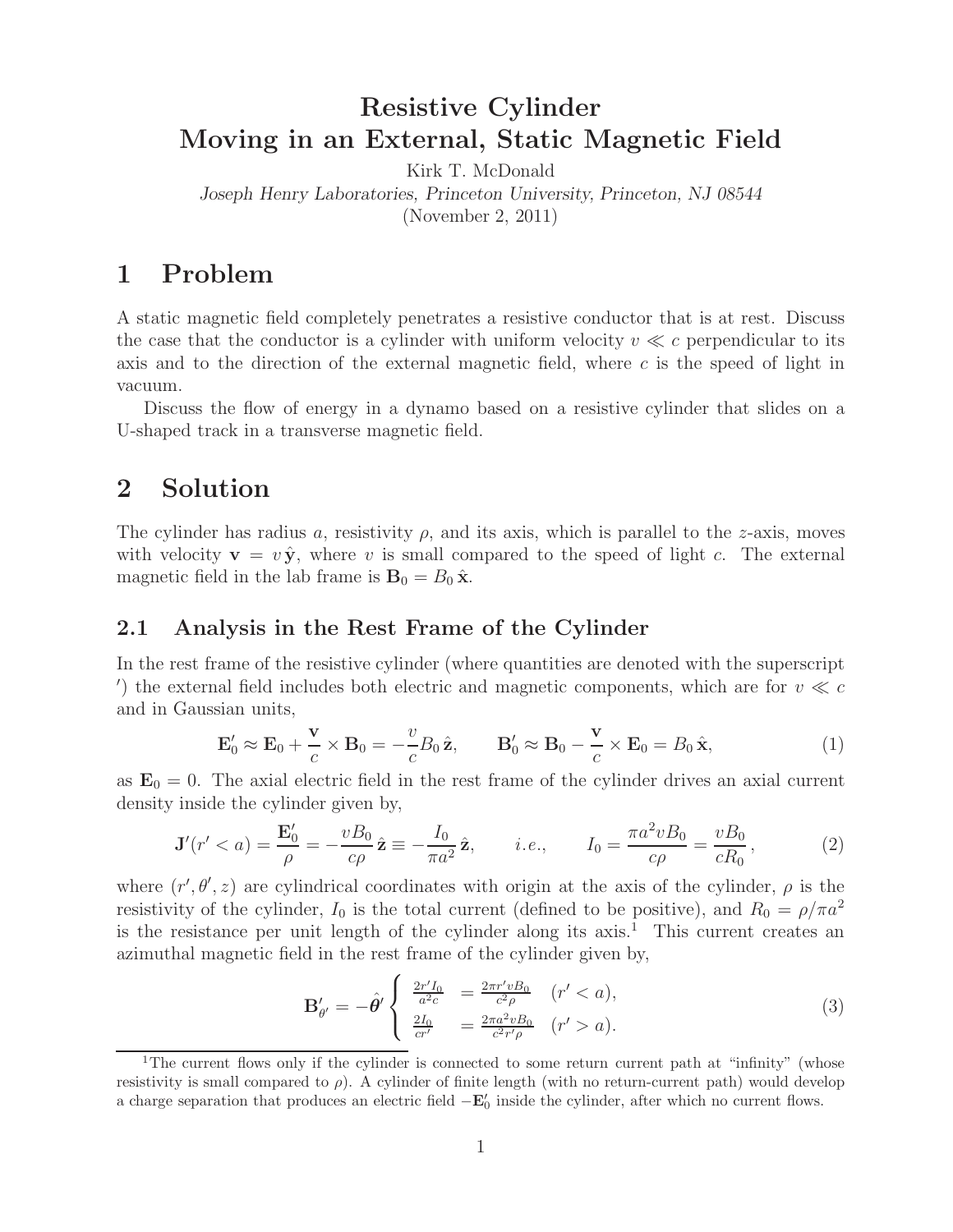# Resistive Cylinder
# Moving in an External, Static Magnetic Field

Kirk T. McDonald

*Joseph Henry Laboratories, Princeton University, Princeton, NJ 08544*

(November 2, 2011)

## 1 Problem

A static magnetic field completely penetrates a resistive conductor that is at rest. Discuss the case that the conductor is a cylinder with uniform velocity $v \ll c$ perpendicular to its axis and to the direction of the external magnetic field, where $c$ is the speed of light in vacuum.

Discuss the flow of energy in a dynamo based on a resistive cylinder that slides on a U-shaped track in a transverse magnetic field.

## 2 Solution

The cylinder has radius $a$, resistivity $\rho$, and its axis, which is parallel to the $z$-axis, moves with velocity $\mathbf{v} = v\,\hat{\mathbf{y}}$, where $v$ is small compared to the speed of light $c$. The external magnetic field in the lab frame is $\mathbf{B}_0 = B_0\,\hat{\mathbf{x}}$.

### 2.1 Analysis in the Rest Frame of the Cylinder

In the rest frame of the resistive cylinder (where quantities are denoted with the superscript $'$) the external field includes both electric and magnetic components, which are for $v \ll c$ and in Gaussian units,

$$\mathbf{E}'_0 \approx \mathbf{E}_0 + \frac{\mathbf{v}}{c} \times \mathbf{B}_0 = -\frac{v}{c} B_0\,\hat{\mathbf{z}}, \qquad \mathbf{B}'_0 \approx \mathbf{B}_0 - \frac{\mathbf{v}}{c} \times \mathbf{E}_0 = B_0\,\hat{\mathbf{x}}, \tag{1}$$

as $\mathbf{E}_0 = 0$. The axial electric field in the rest frame of the cylinder drives an axial current density inside the cylinder given by,

$$\mathbf{J}'(r' < a) = \frac{\mathbf{E}'_0}{\rho} = -\frac{vB_0}{c\rho}\,\hat{\mathbf{z}} \equiv -\frac{I_0}{\pi a^2}\,\hat{\mathbf{z}}, \qquad i.e., \qquad I_0 = \frac{\pi a^2 v B_0}{c\rho} = \frac{vB_0}{cR_0}, \tag{2}$$

where $(r', \theta', z)$ are cylindrical coordinates with origin at the axis of the cylinder, $\rho$ is the resistivity of the cylinder, $I_0$ is the total current (defined to be positive), and $R_0 = \rho/\pi a^2$ is the resistance per unit length of the cylinder along its axis.[1] This current creates an azimuthal magnetic field in the rest frame of the cylinder given by,

$$\mathbf{B}'_{\theta'} = -\hat{\boldsymbol{\theta}}' \begin{cases} \dfrac{2r' I_0}{a^2 c} = \dfrac{2\pi r' v B_0}{c^2 \rho} & (r' < a), \\[2ex] \dfrac{2I_0}{cr'} = \dfrac{2\pi a^2 v B_0}{c^2 r' \rho} & (r' > a). \end{cases} \tag{3}$$

---

[1] The current flows only if the cylinder is connected to some return current path at "infinity" (whose resistivity is small compared to $\rho$). A cylinder of finite length (with no return-current path) would develop a charge separation that produces an electric field $-\mathbf{E}'_0$ inside the cylinder, after which no current flows.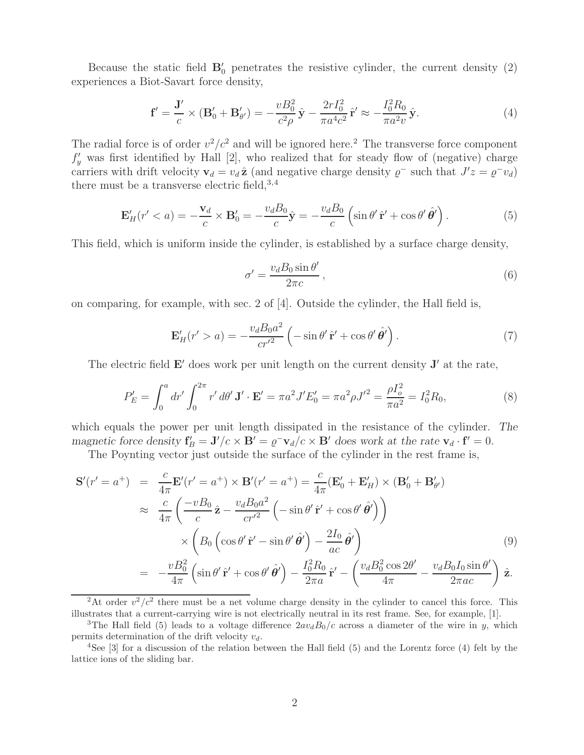Because the static field $\mathbf{B}'_0$ penetrates the resistive cylinder, the current density (2) experiences a Biot-Savart force density,

$$\mathbf{f}' = \frac{\mathbf{J}'}{c} \times (\mathbf{B}'_0 + \mathbf{B}'_{\theta'}) = -\frac{vB_0^2}{c^2\rho}\,\hat{\mathbf{y}} - \frac{2rI_0^2}{\pi a^4 c^2}\,\hat{\mathbf{r}}' \approx -\frac{I_0^2 R_0}{\pi a^2 v}\,\hat{\mathbf{y}}. \tag{4}$$

The radial force is of order $v^2/c^2$ and will be ignored here.[2] The transverse force component $f'_y$ was first identified by Hall [2], who realized that for steady flow of (negative) charge carriers with drift velocity $\mathbf{v}_d = v_d\,\hat{\mathbf{z}}$ (and negative charge density $\varrho^-$ such that $J'z = \varrho^- v_d$) there must be a transverse electric field,[3,4]

$$\mathbf{E}'_H(r' < a) = -\frac{\mathbf{v}_d}{c} \times \mathbf{B}'_0 = -\frac{v_d B_0}{c}\hat{\mathbf{y}} = -\frac{v_d B_0}{c}\left(\sin\theta'\,\hat{\mathbf{r}}' + \cos\theta'\,\hat{\boldsymbol{\theta}}'\right). \tag{5}$$

This field, which is uniform inside the cylinder, is established by a surface charge density,

$$\sigma' = \frac{v_d B_0 \sin\theta'}{2\pi c}\,, \tag{6}$$

on comparing, for example, with sec. 2 of [4]. Outside the cylinder, the Hall field is,

$$\mathbf{E}'_H(r' > a) = -\frac{v_d B_0 a^2}{c r'^2}\left(-\sin\theta'\,\hat{\mathbf{r}}' + \cos\theta'\,\hat{\boldsymbol{\theta}}'\right). \tag{7}$$

The electric field $\mathbf{E}'$ does work per unit length on the current density $\mathbf{J}'$ at the rate,

$$P'_E = \int_0^a dr' \int_0^{2\pi} r'\,d\theta'\,\mathbf{J}'\cdot\mathbf{E}' = \pi a^2 J' E'_0 = \pi a^2 \rho J'^2 = \frac{\rho I_o^2}{\pi a^2} = I_0^2 R_0, \tag{8}$$

which equals the power per unit length dissipated in the resistance of the cylinder. *The magnetic force density $\mathbf{f}'_B = \mathbf{J}'/c \times \mathbf{B}' = \varrho^- \mathbf{v}_d/c \times \mathbf{B}'$ does work at the rate $\mathbf{v}_d \cdot \mathbf{f}' = 0$.*

The Poynting vector just outside the surface of the cylinder in the rest frame is,

$$\begin{aligned}
\mathbf{S}'(r' = a^+) &= \frac{c}{4\pi}\mathbf{E}'(r' = a^+) \times \mathbf{B}'(r' = a^+) = \frac{c}{4\pi}(\mathbf{E}'_0 + \mathbf{E}'_H) \times (\mathbf{B}'_0 + \mathbf{B}'_{\theta'}) \\
&\approx \frac{c}{4\pi}\left(\frac{-vB_0}{c}\,\hat{\mathbf{z}} - \frac{v_d B_0 a^2}{c r'^2}\left(-\sin\theta'\,\hat{\mathbf{r}}' + \cos\theta'\,\hat{\boldsymbol{\theta}}'\right)\right) \\
&\qquad \times \left(B_0\left(\cos\theta'\,\hat{\mathbf{r}}' - \sin\theta'\,\hat{\boldsymbol{\theta}}'\right) - \frac{2I_0}{ac}\,\hat{\boldsymbol{\theta}}'\right) \\
&= -\frac{vB_0^2}{4\pi}\left(\sin\theta'\,\hat{\mathbf{r}}' + \cos\theta'\,\hat{\boldsymbol{\theta}}'\right) - \frac{I_0^2 R_0}{2\pi a}\,\hat{\mathbf{r}}' - \left(\frac{v_d B_0^2 \cos 2\theta'}{4\pi} - \frac{v_d B_0 I_0 \sin\theta'}{2\pi a c}\right)\hat{\mathbf{z}}.
\end{aligned} \tag{9}$$

---

[2] At order $v^2/c^2$ there must be a net volume charge density in the cylinder to cancel this force. This illustrates that a current-carrying wire is not electrically neutral in its rest frame. See, for example, [1].

[3] The Hall field (5) leads to a voltage difference $2av_d B_0/c$ across a diameter of the wire in $y$, which permits determination of the drift velocity $v_d$.

[4] See [3] for a discussion of the relation between the Hall field (5) and the Lorentz force (4) felt by the lattice ions of the sliding bar.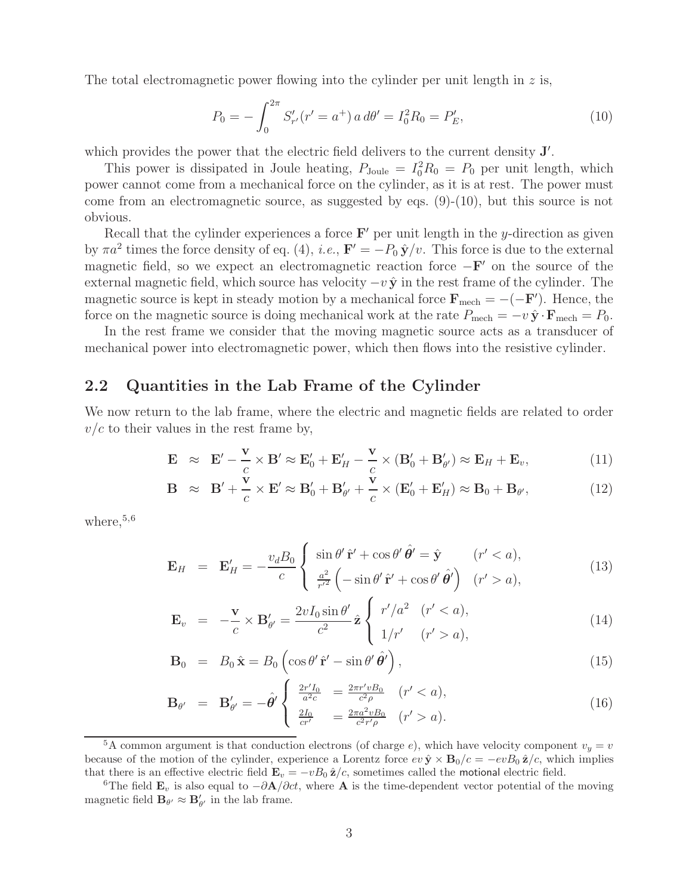The total electromagnetic power flowing into the cylinder per unit length in $z$ is,

$$P_0 = -\int_0^{2\pi} S'_{r'}(r' = a^+)\, a\, d\theta' = I_0^2 R_0 = P'_E, \tag{10}$$

which provides the power that the electric field delivers to the current density $\mathbf{J}'$.

This power is dissipated in Joule heating, $P_{\rm Joule} = I_0^2 R_0 = P_0$ per unit length, which power cannot come from a mechanical force on the cylinder, as it is at rest. The power must come from an electromagnetic source, as suggested by eqs. (9)-(10), but this source is not obvious.

Recall that the cylinder experiences a force $\mathbf{F}'$ per unit length in the $y$-direction as given by $\pi a^2$ times the force density of eq. (4), *i.e.*, $\mathbf{F}' = -P_0\,\hat{\mathbf{y}}/v$. This force is due to the external magnetic field, so we expect an electromagnetic reaction force $-\mathbf{F}'$ on the source of the external magnetic field, which source has velocity $-v\,\hat{\mathbf{y}}$ in the rest frame of the cylinder. The magnetic source is kept in steady motion by a mechanical force $\mathbf{F}_{\rm mech} = -(-\mathbf{F}')$. Hence, the force on the magnetic source is doing mechanical work at the rate $P_{\rm mech} = -v\,\hat{\mathbf{y}}\cdot\mathbf{F}_{\rm mech} = P_0$.

In the rest frame we consider that the moving magnetic source acts as a transducer of mechanical power into electromagnetic power, which then flows into the resistive cylinder.

## 2.2 Quantities in the Lab Frame of the Cylinder

We now return to the lab frame, where the electric and magnetic fields are related to order $v/c$ to their values in the rest frame by,

$$\mathbf{E} \approx \mathbf{E}' - \frac{\mathbf{v}}{c}\times\mathbf{B}' \approx \mathbf{E}'_0 + \mathbf{E}'_H - \frac{\mathbf{v}}{c}\times(\mathbf{B}'_0 + \mathbf{B}'_{\theta'}) \approx \mathbf{E}_H + \mathbf{E}_v, \tag{11}$$

$$\mathbf{B} \approx \mathbf{B}' + \frac{\mathbf{v}}{c}\times\mathbf{E}' \approx \mathbf{B}'_0 + \mathbf{B}'_{\theta'} + \frac{\mathbf{v}}{c}\times(\mathbf{E}'_0 + \mathbf{E}'_H) \approx \mathbf{B}_0 + \mathbf{B}_{\theta'}, \tag{12}$$

where,[5,6]

$$\mathbf{E}_H = \mathbf{E}'_H = -\frac{v_d B_0}{c}\begin{cases} \sin\theta'\,\hat{\mathbf{r}}' + \cos\theta'\,\hat{\boldsymbol{\theta}}' = \hat{\mathbf{y}} & (r' < a), \\ \frac{a^2}{r'^2}\left(-\sin\theta'\,\hat{\mathbf{r}}' + \cos\theta'\,\hat{\boldsymbol{\theta}}'\right) & (r' > a), \end{cases} \tag{13}$$

$$\mathbf{E}_v = -\frac{\mathbf{v}}{c}\times\mathbf{B}'_{\theta'} = \frac{2vI_0\sin\theta'}{c^2}\,\hat{\mathbf{z}}\begin{cases} r'/a^2 & (r' < a), \\ 1/r' & (r' > a), \end{cases} \tag{14}$$

$$\mathbf{B}_0 = B_0\,\hat{\mathbf{x}} = B_0\left(\cos\theta'\,\hat{\mathbf{r}}' - \sin\theta'\,\hat{\boldsymbol{\theta}}'\right), \tag{15}$$

$$\mathbf{B}_{\theta'} = \mathbf{B}'_{\theta'} = -\hat{\boldsymbol{\theta}}'\begin{cases} \frac{2r'I_0}{a^2 c} = \frac{2\pi r' v B_0}{c^2\rho} & (r' < a), \\ \frac{2I_0}{cr'} = \frac{2\pi a^2 v B_0}{c^2 r'\rho} & (r' > a). \end{cases} \tag{16}$$

---

[5] A common argument is that conduction electrons (of charge $e$), which have velocity component $v_y = v$ because of the motion of the cylinder, experience a Lorentz force $ev\,\hat{\mathbf{y}}\times\mathbf{B}_0/c = -evB_0\,\hat{\mathbf{z}}/c$, which implies that there is an effective electric field $\mathbf{E}_v = -vB_0\,\hat{\mathbf{z}}/c$, sometimes called the motional electric field.

[6] The field $\mathbf{E}_v$ is also equal to $-\partial\mathbf{A}/\partial ct$, where $\mathbf{A}$ is the time-dependent vector potential of the moving magnetic field $\mathbf{B}_{\theta'} \approx \mathbf{B}'_{\theta'}$ in the lab frame.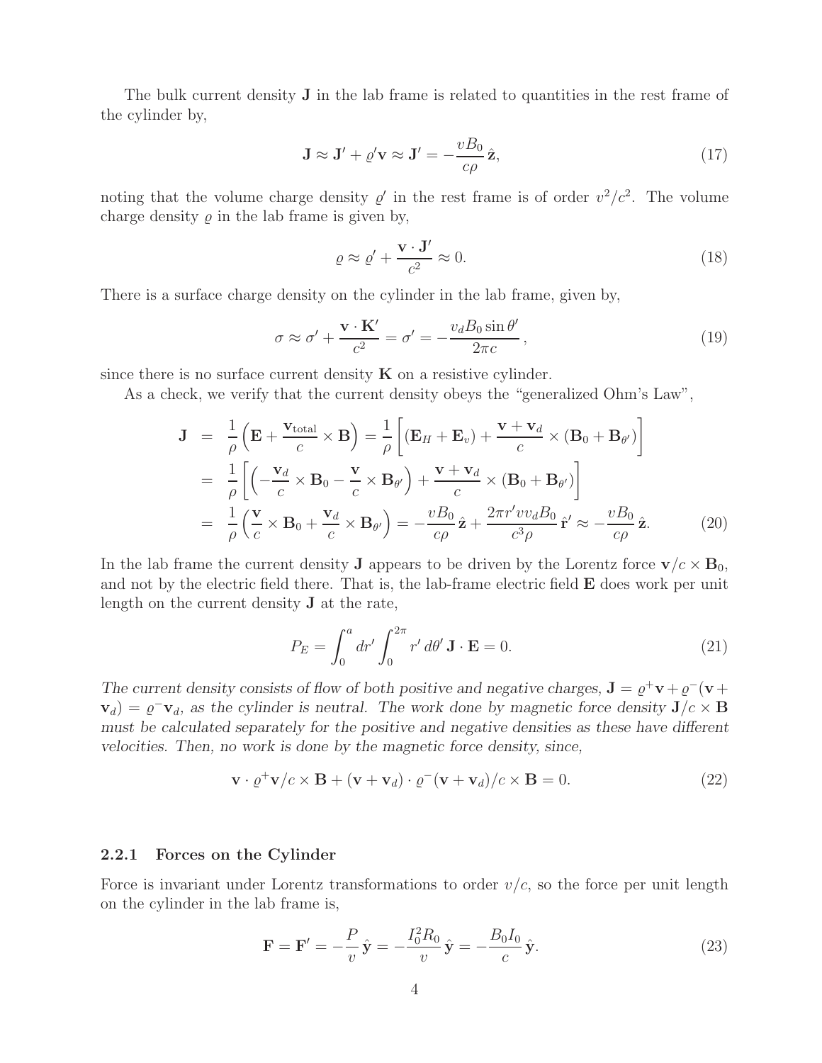The bulk current density $\mathbf{J}$ in the lab frame is related to quantities in the rest frame of the cylinder by,

$$\mathbf{J} \approx \mathbf{J}' + \varrho' \mathbf{v} \approx \mathbf{J}' = -\frac{vB_0}{c\rho}\,\hat{\mathbf{z}}, \tag{17}$$

noting that the volume charge density $\varrho'$ in the rest frame is of order $v^2/c^2$. The volume charge density $\varrho$ in the lab frame is given by,

$$\varrho \approx \varrho' + \frac{\mathbf{v} \cdot \mathbf{J}'}{c^2} \approx 0. \tag{18}$$

There is a surface charge density on the cylinder in the lab frame, given by,

$$\sigma \approx \sigma' + \frac{\mathbf{v} \cdot \mathbf{K}'}{c^2} = \sigma' = -\frac{v_d B_0 \sin\theta'}{2\pi c}\,, \tag{19}$$

since there is no surface current density $\mathbf{K}$ on a resistive cylinder.

As a check, we verify that the current density obeys the "generalized Ohm's Law",

$$\begin{aligned}
\mathbf{J} &= \frac{1}{\rho}\left(\mathbf{E} + \frac{\mathbf{v}_{\rm total}}{c} \times \mathbf{B}\right) = \frac{1}{\rho}\left[(\mathbf{E}_H + \mathbf{E}_v) + \frac{\mathbf{v} + \mathbf{v}_d}{c} \times (\mathbf{B}_0 + \mathbf{B}_{\theta'})\right] \\
&= \frac{1}{\rho}\left[\left(-\frac{\mathbf{v}_d}{c} \times \mathbf{B}_0 - \frac{\mathbf{v}}{c} \times \mathbf{B}_{\theta'}\right) + \frac{\mathbf{v} + \mathbf{v}_d}{c} \times (\mathbf{B}_0 + \mathbf{B}_{\theta'})\right] \\
&= \frac{1}{\rho}\left(\frac{\mathbf{v}}{c} \times \mathbf{B}_0 + \frac{\mathbf{v}_d}{c} \times \mathbf{B}_{\theta'}\right) = -\frac{vB_0}{c\rho}\,\hat{\mathbf{z}} + \frac{2\pi r' v v_d B_0}{c^3 \rho}\,\hat{\mathbf{r}}' \approx -\frac{vB_0}{c\rho}\,\hat{\mathbf{z}}.
\end{aligned} \tag{20}$$

In the lab frame the current density $\mathbf{J}$ appears to be driven by the Lorentz force $\mathbf{v}/c \times \mathbf{B}_0$, and not by the electric field there. That is, the lab-frame electric field $\mathbf{E}$ does work per unit length on the current density $\mathbf{J}$ at the rate,

$$P_E = \int_0^a dr' \int_0^{2\pi} r'\, d\theta'\, \mathbf{J} \cdot \mathbf{E} = 0. \tag{21}$$

*The current density consists of flow of both positive and negative charges, $\mathbf{J} = \varrho^+ \mathbf{v} + \varrho^-(\mathbf{v} + \mathbf{v}_d) = \varrho^- \mathbf{v}_d$, as the cylinder is neutral. The work done by magnetic force density $\mathbf{J}/c \times \mathbf{B}$ must be calculated separately for the positive and negative densities as these have different velocities. Then, no work is done by the magnetic force density, since,*

$$\mathbf{v} \cdot \varrho^+ \mathbf{v}/c \times \mathbf{B} + (\mathbf{v} + \mathbf{v}_d) \cdot \varrho^-(\mathbf{v} + \mathbf{v}_d)/c \times \mathbf{B} = 0. \tag{22}$$

#### 2.2.1 Forces on the Cylinder

Force is invariant under Lorentz transformations to order $v/c$, so the force per unit length on the cylinder in the lab frame is,

$$\mathbf{F} = \mathbf{F}' = -\frac{P}{v}\,\hat{\mathbf{y}} = -\frac{I_0^2 R_0}{v}\,\hat{\mathbf{y}} = -\frac{B_0 I_0}{c}\,\hat{\mathbf{y}}. \tag{23}$$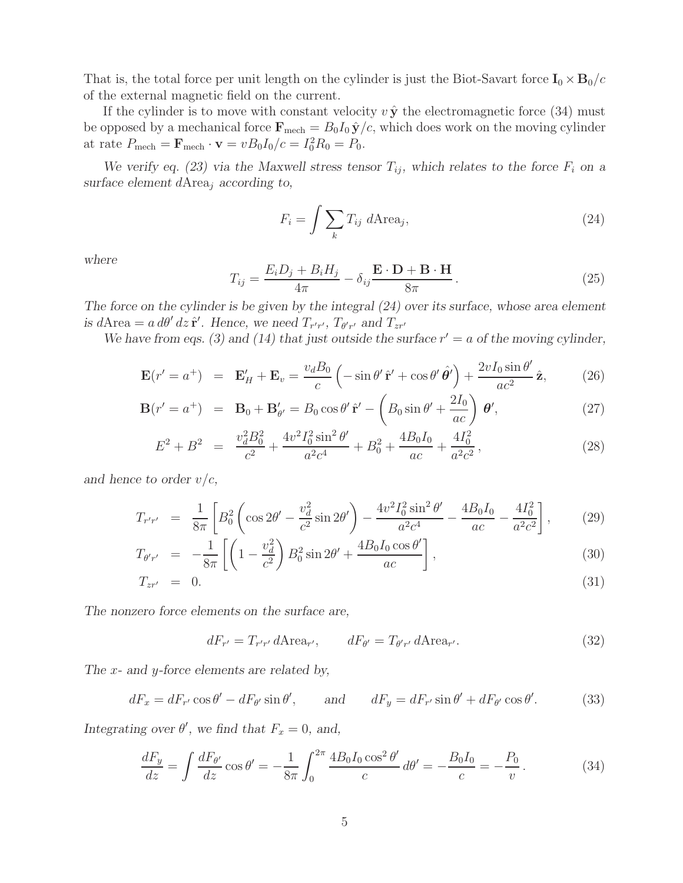That is, the total force per unit length on the cylinder is just the Biot-Savart force $\mathbf{I}_0 \times \mathbf{B}_0/c$ of the external magnetic field on the current.

If the cylinder is to move with constant velocity $v\,\hat{\mathbf{y}}$ the electromagnetic force (34) must be opposed by a mechanical force $\mathbf{F}_{\rm mech} = B_0 I_0\,\hat{\mathbf{y}}/c$, which does work on the moving cylinder at rate $P_{\rm mech} = \mathbf{F}_{\rm mech} \cdot \mathbf{v} = v B_0 I_0/c = I_0^2 R_0 = P_0$.

*We verify eq. (23) via the Maxwell stress tensor $T_{ij}$, which relates to the force $F_i$ on a surface element $d{\rm Area}_j$ according to,*

$$
F_i = \int \sum_k T_{ij}\ d{\rm Area}_j, \tag{24}
$$

*where*

$$
T_{ij} = \frac{E_i D_j + B_i H_j}{4\pi} - \delta_{ij} \frac{\mathbf{E} \cdot \mathbf{D} + \mathbf{B} \cdot \mathbf{H}}{8\pi}\,. \tag{25}
$$

*The force on the cylinder is be given by the integral (24) over its surface, whose area element is $d{\rm Area} = a\, d\theta'\, dz\, \hat{\mathbf{r}}'$. Hence, we need $T_{r'r'}$, $T_{\theta' r'}$ and $T_{zr'}$*

*We have from eqs. (3) and (14) that just outside the surface $r' = a$ of the moving cylinder,*

$$
\mathbf{E}(r' = a^+) \;=\; \mathbf{E}'_H + \mathbf{E}_v = \frac{v_d B_0}{c}\left(-\sin\theta'\,\hat{\mathbf{r}}' + \cos\theta'\,\hat{\boldsymbol{\theta}}'\right) + \frac{2 v I_0 \sin\theta'}{a c^2}\,\hat{\mathbf{z}}, \tag{26}
$$

$$
\mathbf{B}(r' = a^+) \;=\; \mathbf{B}_0 + \mathbf{B}'_{\theta'} = B_0 \cos\theta'\,\hat{\mathbf{r}}' - \left(B_0 \sin\theta' + \frac{2 I_0}{a c}\right) \boldsymbol{\theta}', \tag{27}
$$

$$
E^2 + B^2 \;=\; \frac{v_d^2 B_0^2}{c^2} + \frac{4 v^2 I_0^2 \sin^2\theta'}{a^2 c^4} + B_0^2 + \frac{4 B_0 I_0}{a c} + \frac{4 I_0^2}{a^2 c^2}\,, \tag{28}
$$

*and hence to order $v/c$,*

$$
T_{r'r'} \;=\; \frac{1}{8\pi}\left[B_0^2\left(\cos 2\theta' - \frac{v_d^2}{c^2}\sin 2\theta'\right) - \frac{4 v^2 I_0^2 \sin^2\theta'}{a^2 c^4} - \frac{4 B_0 I_0}{a c} - \frac{4 I_0^2}{a^2 c^2}\right], \tag{29}
$$

$$
T_{\theta' r'} \;=\; -\frac{1}{8\pi}\left[\left(1 - \frac{v_d^2}{c^2}\right) B_0^2 \sin 2\theta' + \frac{4 B_0 I_0 \cos\theta'}{a c}\right], \tag{30}
$$

$$
T_{zr'} \;=\; 0. \tag{31}
$$

*The nonzero force elements on the surface are,*

$$
dF_{r'} = T_{r'r'}\, d{\rm Area}_{r'}, \qquad dF_{\theta'} = T_{\theta' r'}\, d{\rm Area}_{r'}. \tag{32}
$$

*The x- and y-force elements are related by,*

$$
dF_x = dF_{r'} \cos\theta' - dF_{\theta'} \sin\theta', \qquad \text{and} \qquad dF_y = dF_{r'} \sin\theta' + dF_{\theta'} \cos\theta'. \tag{33}
$$

*Integrating over $\theta'$, we find that $F_x = 0$, and,*

$$
\frac{dF_y}{dz} = \int \frac{dF_{\theta'}}{dz} \cos\theta' = -\frac{1}{8\pi}\int_0^{2\pi} \frac{4 B_0 I_0 \cos^2\theta'}{c}\, d\theta' = -\frac{B_0 I_0}{c} = -\frac{P_0}{v}\,. \tag{34}
$$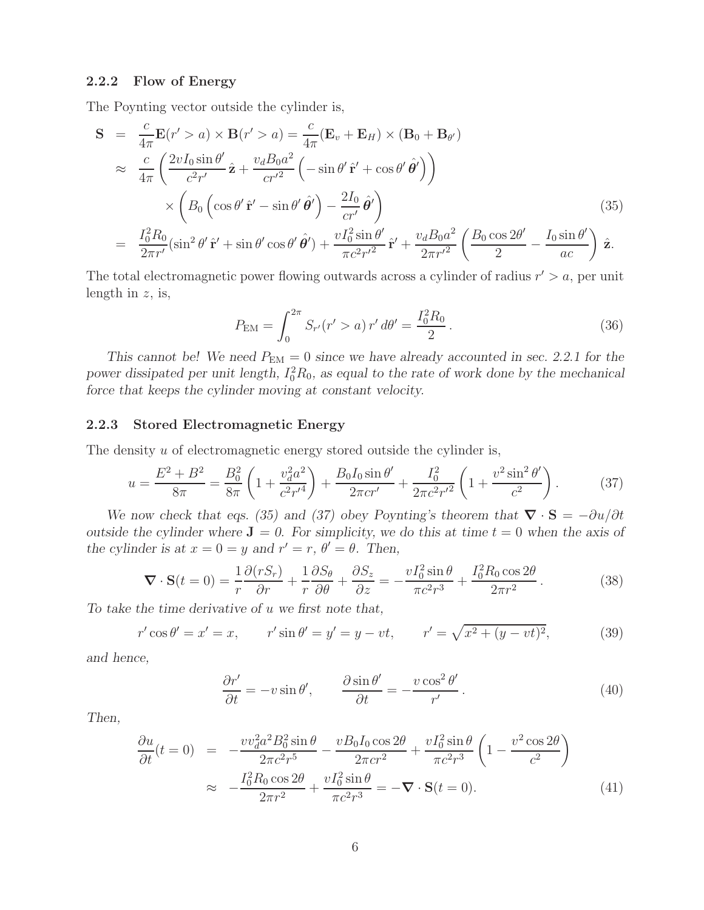### 2.2.2 Flow of Energy

The Poynting vector outside the cylinder is,

$$
\begin{aligned}
\mathbf{S} &= \frac{c}{4\pi}\mathbf{E}(r' > a) \times \mathbf{B}(r' > a) = \frac{c}{4\pi}(\mathbf{E}_v + \mathbf{E}_H) \times (\mathbf{B}_0 + \mathbf{B}_{\theta'}) \\
&\approx \frac{c}{4\pi}\left(\frac{2vI_0 \sin\theta'}{c^2 r'}\,\hat{\mathbf{z}} + \frac{v_d B_0 a^2}{c r'^2}\left(-\sin\theta'\,\hat{\mathbf{r}}' + \cos\theta'\,\hat{\boldsymbol{\theta}}'\right)\right) \\
&\qquad \times \left(B_0\left(\cos\theta'\,\hat{\mathbf{r}}' - \sin\theta'\,\hat{\boldsymbol{\theta}}'\right) - \frac{2I_0}{cr'}\,\hat{\boldsymbol{\theta}}'\right) \\
&= \frac{I_0^2 R_0}{2\pi r'}(\sin^2\theta'\,\hat{\mathbf{r}}' + \sin\theta'\cos\theta'\,\hat{\boldsymbol{\theta}}') + \frac{vI_0^2 \sin\theta'}{\pi c^2 r'^2}\,\hat{\mathbf{r}}' + \frac{v_d B_0 a^2}{2\pi r'^2}\left(\frac{B_0 \cos 2\theta'}{2} - \frac{I_0 \sin\theta'}{ac}\right)\hat{\mathbf{z}}.
\end{aligned}
\tag{35}
$$

The total electromagnetic power flowing outwards across a cylinder of radius $r' > a$, per unit length in $z$, is,

$$
P_{\rm EM} = \int_0^{2\pi} S_{r'}(r' > a)\, r'\, d\theta' = \frac{I_0^2 R_0}{2}\,. \tag{36}
$$

*This cannot be! We need $P_{\rm EM} = 0$ since we have already accounted in sec. 2.2.1 for the power dissipated per unit length, $I_0^2 R_0$, as equal to the rate of work done by the mechanical force that keeps the cylinder moving at constant velocity.*

### 2.2.3 Stored Electromagnetic Energy

The density $u$ of electromagnetic energy stored outside the cylinder is,

$$
u = \frac{E^2 + B^2}{8\pi} = \frac{B_0^2}{8\pi}\left(1 + \frac{v_d^2 a^2}{c^2 r'^4}\right) + \frac{B_0 I_0 \sin\theta'}{2\pi c r'} + \frac{I_0^2}{2\pi c^2 r'^2}\left(1 + \frac{v^2 \sin^2\theta'}{c^2}\right). \tag{37}
$$

*We now check that eqs. (35) and (37) obey Poynting's theorem that $\boldsymbol{\nabla} \cdot \mathbf{S} = -\partial u/\partial t$ outside the cylinder where $\mathbf{J} = 0$. For simplicity, we do this at time $t = 0$ when the axis of the cylinder is at $x = 0 = y$ and $r' = r$, $\theta' = \theta$. Then,*

$$
\boldsymbol{\nabla} \cdot \mathbf{S}(t = 0) = \frac{1}{r}\frac{\partial(rS_r)}{\partial r} + \frac{1}{r}\frac{\partial S_\theta}{\partial \theta} + \frac{\partial S_z}{\partial z} = -\frac{vI_0^2 \sin\theta}{\pi c^2 r^3} + \frac{I_0^2 R_0 \cos 2\theta}{2\pi r^2}\,. \tag{38}
$$

*To take the time derivative of $u$ we first note that,*

$$
r'\cos\theta' = x' = x, \qquad r'\sin\theta' = y' = y - vt, \qquad r' = \sqrt{x^2 + (y - vt)^2}, \tag{39}
$$

*and hence,*

$$
\frac{\partial r'}{\partial t} = -v\sin\theta', \qquad \frac{\partial \sin\theta'}{\partial t} = -\frac{v\cos^2\theta'}{r'}\,. \tag{40}
$$

*Then,*

$$
\begin{aligned}
\frac{\partial u}{\partial t}(t = 0) &= -\frac{v v_d^2 a^2 B_0^2 \sin\theta}{2\pi c^2 r^5} - \frac{vB_0 I_0 \cos 2\theta}{2\pi c r^2} + \frac{vI_0^2 \sin\theta}{\pi c^2 r^3}\left(1 - \frac{v^2 \cos 2\theta}{c^2}\right) \\
&\approx -\frac{I_0^2 R_0 \cos 2\theta}{2\pi r^2} + \frac{vI_0^2 \sin\theta}{\pi c^2 r^3} = -\boldsymbol{\nabla} \cdot \mathbf{S}(t = 0).
\end{aligned}
\tag{41}
$$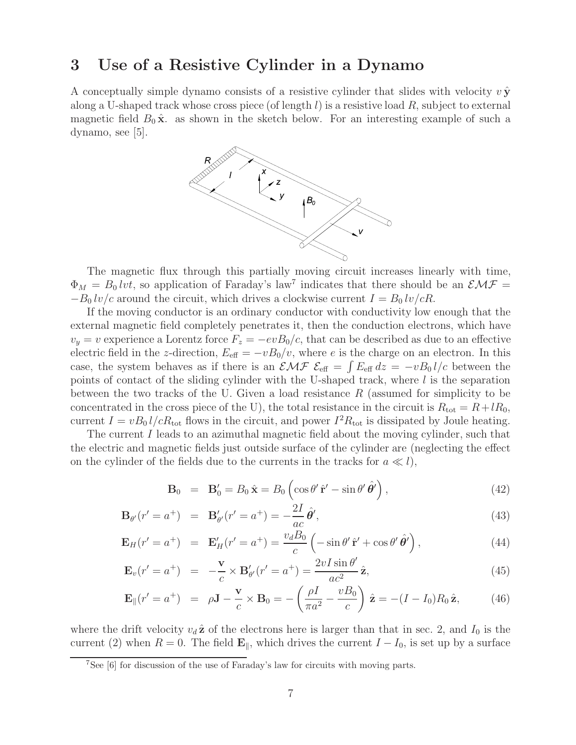## 3 Use of a Resistive Cylinder in a Dynamo

A conceptually simple dynamo consists of a resistive cylinder that slides with velocity $v\,\hat{\mathbf{y}}$ along a U-shaped track whose cross piece (of length $l$) is a resistive load $R$, subject to external magnetic field $B_0\,\hat{\mathbf{x}}$. as shown in the sketch below. For an interesting example of such a dynamo, see [5].

The magnetic flux through this partially moving circuit increases linearly with time, $\Phi_M = B_0\,lvt$, so application of Faraday's law[7] indicates that there should be an $\mathcal{EMF} = -B_0\,lv/c$ around the circuit, which drives a clockwise current $I = B_0\,lv/cR$.

If the moving conductor is an ordinary conductor with conductivity low enough that the external magnetic field completely penetrates it, then the conduction electrons, which have $v_y = v$ experience a Lorentz force $F_z = -evB_0/c$, that can be described as due to an effective electric field in the $z$-direction, $E_{\rm eff} = -vB_0/v$, where $e$ is the charge on an electron. In this case, the system behaves as if there is an $\mathcal{EMF}$ $\mathcal{E}_{\rm eff} = \int E_{\rm eff}\,dz = -vB_0\,l/c$ between the points of contact of the sliding cylinder with the U-shaped track, where $l$ is the separation between the two tracks of the U. Given a load resistance $R$ (assumed for simplicity to be concentrated in the cross piece of the U), the total resistance in the circuit is $R_{\rm tot} = R + lR_0$, current $I = vB_0\,l/cR_{\rm tot}$ flows in the circuit, and power $I^2R_{\rm tot}$ is dissipated by Joule heating.

The current $I$ leads to an azimuthal magnetic field about the moving cylinder, such that the electric and magnetic fields just outside surface of the cylinder are (neglecting the effect on the cylinder of the fields due to the currents in the tracks for $a \ll l$),

$$\mathbf{B}_0 = \mathbf{B}'_0 = B_0\,\hat{\mathbf{x}} = B_0\left(\cos\theta'\,\hat{\mathbf{r}}' - \sin\theta'\,\hat{\boldsymbol{\theta}}'\right), \tag{42}$$

$$\mathbf{B}_{\theta'}(r' = a^+) = \mathbf{B}'_{\theta'}(r' = a^+) = -\frac{2I}{ac}\,\hat{\boldsymbol{\theta}}', \tag{43}$$

$$\mathbf{E}_H(r' = a^+) = \mathbf{E}'_H(r' = a^+) = \frac{v_d B_0}{c}\left(-\sin\theta'\,\hat{\mathbf{r}}' + \cos\theta'\,\hat{\boldsymbol{\theta}}'\right), \tag{44}$$

$$\mathbf{E}_v(r' = a^+) = -\frac{\mathbf{v}}{c}\times\mathbf{B}'_{\theta'}(r' = a^+) = \frac{2vI\sin\theta'}{ac^2}\,\hat{\mathbf{z}}, \tag{45}$$

$$\mathbf{E}_\parallel(r' = a^+) = \rho\mathbf{J} - \frac{\mathbf{v}}{c}\times\mathbf{B}_0 = -\left(\frac{\rho I}{\pi a^2} - \frac{vB_0}{c}\right)\hat{\mathbf{z}} = -(I - I_0)R_0\,\hat{\mathbf{z}}, \tag{46}$$

where the drift velocity $v_d\,\hat{\mathbf{z}}$ of the electrons here is larger than that in sec. 2, and $I_0$ is the current (2) when $R = 0$. The field $\mathbf{E}_\parallel$, which drives the current $I - I_0$, is set up by a surface

[7] See [6] for discussion of the use of Faraday's law for circuits with moving parts.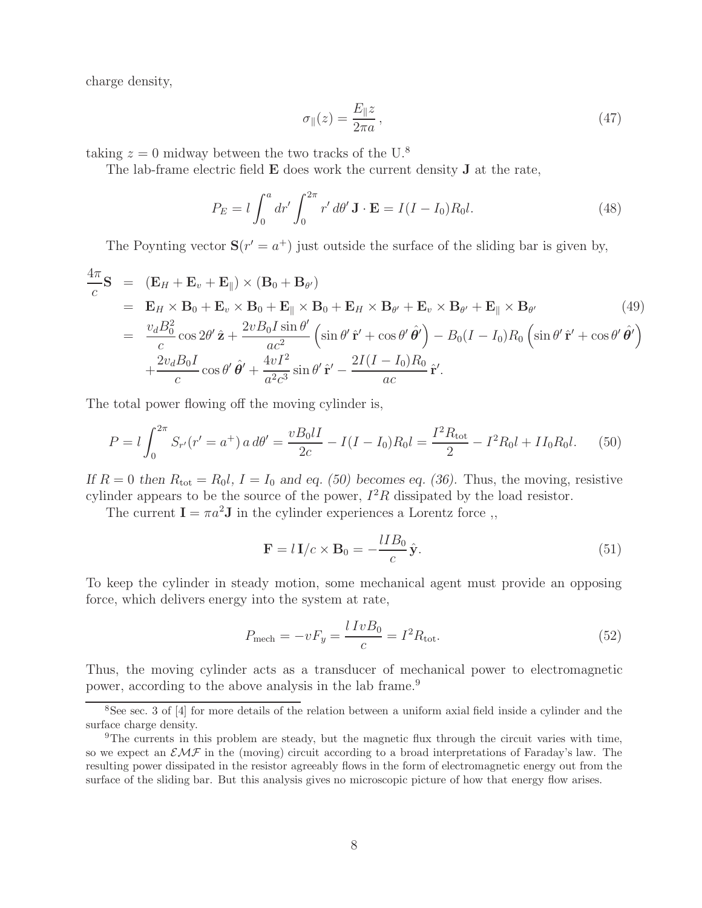charge density,

$$\sigma_{\parallel}(z) = \frac{E_{\parallel} z}{2\pi a}, \tag{47}$$

taking $z = 0$ midway between the two tracks of the U.[8]

The lab-frame electric field $\mathbf{E}$ does work the current density $\mathbf{J}$ at the rate,

$$P_E = l \int_0^a dr' \int_0^{2\pi} r'\, d\theta'\, \mathbf{J} \cdot \mathbf{E} = I(I - I_0) R_0 l. \tag{48}$$

The Poynting vector $\mathbf{S}(r' = a^+)$ just outside the surface of the sliding bar is given by,

$$\begin{aligned}
\frac{4\pi}{c}\mathbf{S} &= (\mathbf{E}_H + \mathbf{E}_v + \mathbf{E}_{\parallel}) \times (\mathbf{B}_0 + \mathbf{B}_{\theta'}) \\
&= \mathbf{E}_H \times \mathbf{B}_0 + \mathbf{E}_v \times \mathbf{B}_0 + \mathbf{E}_{\parallel} \times \mathbf{B}_0 + \mathbf{E}_H \times \mathbf{B}_{\theta'} + \mathbf{E}_v \times \mathbf{B}_{\theta'} + \mathbf{E}_{\parallel} \times \mathbf{B}_{\theta'} \\
&= \frac{v_d B_0^2}{c} \cos 2\theta'\, \hat{\mathbf{z}} + \frac{2vB_0 I \sin\theta'}{ac^2}\left(\sin\theta'\, \hat{\mathbf{r}}' + \cos\theta'\, \hat{\boldsymbol{\theta}}'\right) - B_0 (I - I_0) R_0 \left(\sin\theta'\, \hat{\mathbf{r}}' + \cos\theta'\, \hat{\boldsymbol{\theta}}'\right) \\
&\quad + \frac{2v_d B_0 I}{c} \cos\theta'\, \hat{\boldsymbol{\theta}}' + \frac{4vI^2}{a^2 c^3} \sin\theta'\, \hat{\mathbf{r}}' - \frac{2I(I - I_0)R_0}{ac}\, \hat{\mathbf{r}}'.
\end{aligned} \tag{49}$$

The total power flowing off the moving cylinder is,

$$P = l \int_0^{2\pi} S_{r'}(r' = a^+)\, a\, d\theta' = \frac{vB_0 l I}{2c} - I(I - I_0)R_0 l = \frac{I^2 R_{\text{tot}}}{2} - I^2 R_0 l + I I_0 R_0 l. \tag{50}$$

*If $R = 0$ then $R_{\text{tot}} = R_0 l$, $I = I_0$ and eq. (50) becomes eq. (36).* Thus, the moving, resistive cylinder appears to be the source of the power, $I^2 R$ dissipated by the load resistor.

The current $\mathbf{I} = \pi a^2 \mathbf{J}$ in the cylinder experiences a Lorentz force ,,

$$\mathbf{F} = l\, \mathbf{I}/c \times \mathbf{B}_0 = -\frac{l I B_0}{c}\, \hat{\mathbf{y}}. \tag{51}$$

To keep the cylinder in steady motion, some mechanical agent must provide an opposing force, which delivers energy into the system at rate,

$$P_{\text{mech}} = -vF_y = \frac{l\, I v B_0}{c} = I^2 R_{\text{tot}}. \tag{52}$$

Thus, the moving cylinder acts as a transducer of mechanical power to electromagnetic power, according to the above analysis in the lab frame.[9]

---

[8] See sec. 3 of [4] for more details of the relation between a uniform axial field inside a cylinder and the surface charge density.

[9] The currents in this problem are steady, but the magnetic flux through the circuit varies with time, so we expect an $\mathcal{EMF}$ in the (moving) circuit according to a broad interpretations of Faraday's law. The resulting power dissipated in the resistor agreeably flows in the form of electromagnetic energy out from the surface of the sliding bar. But this analysis gives no microscopic picture of how that energy flow arises.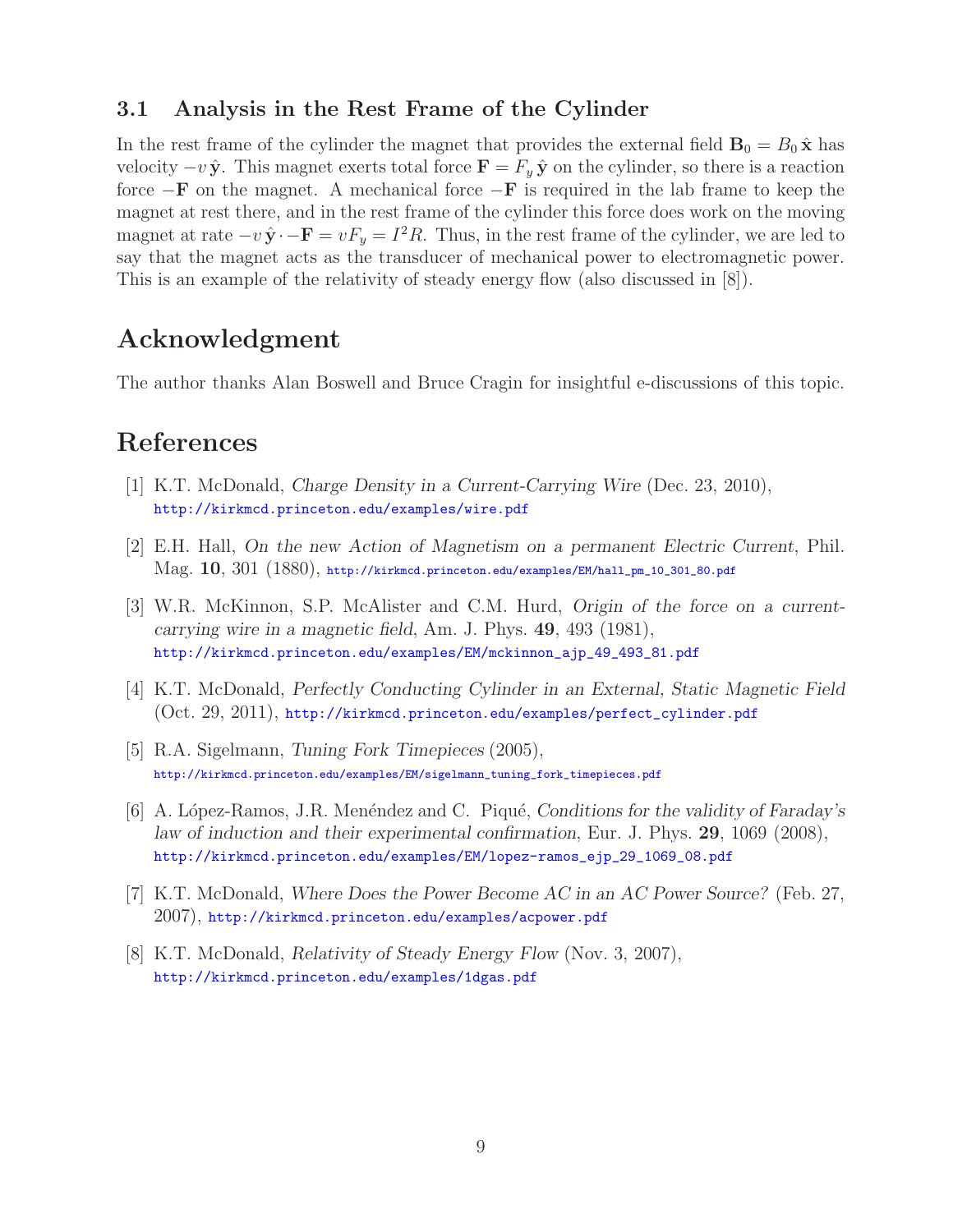### 3.1 Analysis in the Rest Frame of the Cylinder

In the rest frame of the cylinder the magnet that provides the external field $\mathbf{B}_0 = B_0\,\hat{\mathbf{x}}$ has velocity $-v\,\hat{\mathbf{y}}$. This magnet exerts total force $\mathbf{F} = F_y\,\hat{\mathbf{y}}$ on the cylinder, so there is a reaction force $-\mathbf{F}$ on the magnet. A mechanical force $-\mathbf{F}$ is required in the lab frame to keep the magnet at rest there, and in the rest frame of the cylinder this force does work on the moving magnet at rate $-v\,\hat{\mathbf{y}}\cdot -\mathbf{F} = vF_y = I^2R$. Thus, in the rest frame of the cylinder, we are led to say that the magnet acts as the transducer of mechanical power to electromagnetic power. This is an example of the relativity of steady energy flow (also discussed in [8]).

## Acknowledgment

The author thanks Alan Boswell and Bruce Cragin for insightful e-discussions of this topic.

## References

[1] K.T. McDonald, *Charge Density in a Current-Carrying Wire* (Dec. 23, 2010), http://kirkmcd.princeton.edu/examples/wire.pdf

[2] E.H. Hall, *On the new Action of Magnetism on a permanent Electric Current*, Phil. Mag. **10**, 301 (1880), http://kirkmcd.princeton.edu/examples/EM/hall_pm_10_301_80.pdf

[3] W.R. McKinnon, S.P. McAlister and C.M. Hurd, *Origin of the force on a current-carrying wire in a magnetic field*, Am. J. Phys. **49**, 493 (1981), http://kirkmcd.princeton.edu/examples/EM/mckinnon_ajp_49_493_81.pdf

[4] K.T. McDonald, *Perfectly Conducting Cylinder in an External, Static Magnetic Field* (Oct. 29, 2011), http://kirkmcd.princeton.edu/examples/perfect_cylinder.pdf

[5] R.A. Sigelmann, *Tuning Fork Timepieces* (2005), http://kirkmcd.princeton.edu/examples/EM/sigelmann_tuning_fork_timepieces.pdf

[6] A. López-Ramos, J.R. Menéndez and C. Piqué, *Conditions for the validity of Faraday's law of induction and their experimental confirmation*, Eur. J. Phys. **29**, 1069 (2008), http://kirkmcd.princeton.edu/examples/EM/lopez-ramos_ejp_29_1069_08.pdf

[7] K.T. McDonald, *Where Does the Power Become AC in an AC Power Source?* (Feb. 27, 2007), http://kirkmcd.princeton.edu/examples/acpower.pdf

[8] K.T. McDonald, *Relativity of Steady Energy Flow* (Nov. 3, 2007), http://kirkmcd.princeton.edu/examples/1dgas.pdf